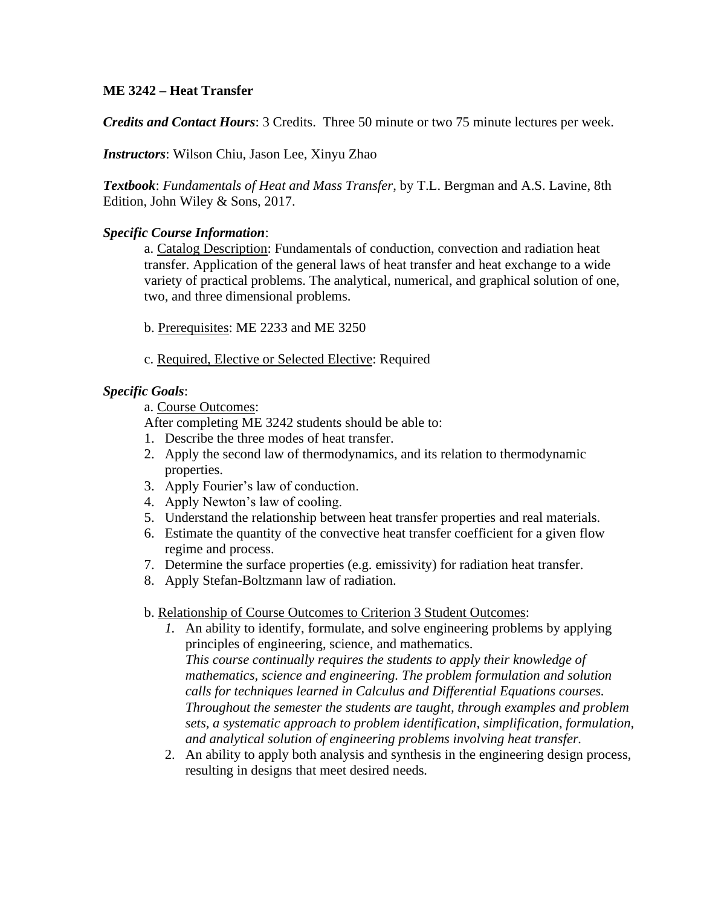**ME 3242 – Heat Transfer**

***Credits and Contact Hours***: 3 Credits. Three 50 minute or two 75 minute lectures per week.

***Instructors***: Wilson Chiu, Jason Lee, Xinyu Zhao

***Textbook***: *Fundamentals of Heat and Mass Transfer*, by T.L. Bergman and A.S. Lavine, 8th Edition, John Wiley & Sons, 2017.

***Specific Course Information***:

a. Catalog Description: Fundamentals of conduction, convection and radiation heat transfer. Application of the general laws of heat transfer and heat exchange to a wide variety of practical problems. The analytical, numerical, and graphical solution of one, two, and three dimensional problems.

b. Prerequisites: ME 2233 and ME 3250

c. Required, Elective or Selected Elective: Required

***Specific Goals***:

a. Course Outcomes:

After completing ME 3242 students should be able to:

1. Describe the three modes of heat transfer.
2. Apply the second law of thermodynamics, and its relation to thermodynamic properties.
3. Apply Fourier's law of conduction.
4. Apply Newton's law of cooling.
5. Understand the relationship between heat transfer properties and real materials.
6. Estimate the quantity of the convective heat transfer coefficient for a given flow regime and process.
7. Determine the surface properties (e.g. emissivity) for radiation heat transfer.
8. Apply Stefan-Boltzmann law of radiation.

b. Relationship of Course Outcomes to Criterion 3 Student Outcomes:

1. An ability to identify, formulate, and solve engineering problems by applying principles of engineering, science, and mathematics.
   *This course continually requires the students to apply their knowledge of mathematics, science and engineering. The problem formulation and solution calls for techniques learned in Calculus and Differential Equations courses. Throughout the semester the students are taught, through examples and problem sets, a systematic approach to problem identification, simplification, formulation, and analytical solution of engineering problems involving heat transfer.*
2. An ability to apply both analysis and synthesis in the engineering design process, resulting in designs that meet desired needs.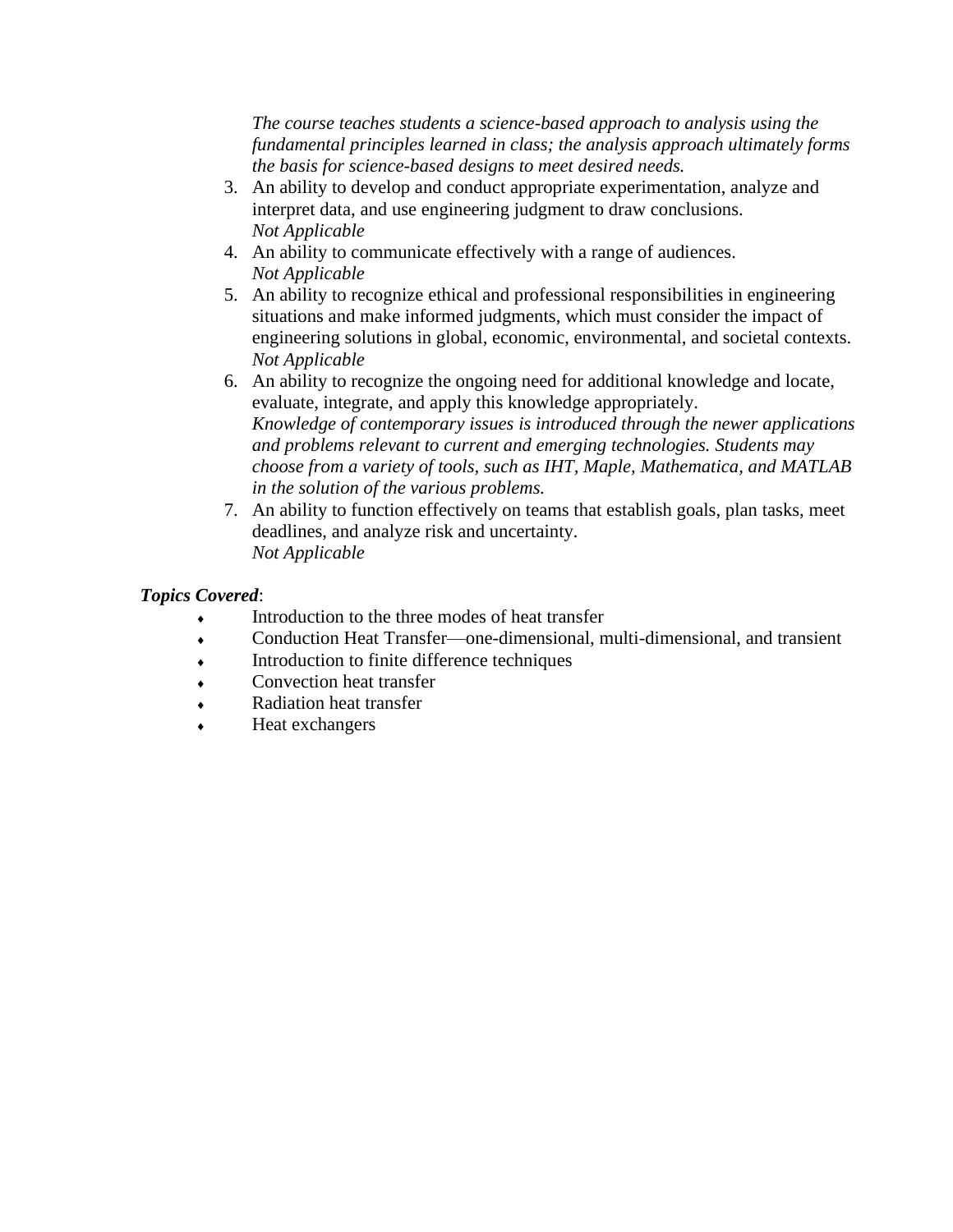*The course teaches students a science-based approach to analysis using the fundamental principles learned in class; the analysis approach ultimately forms the basis for science-based designs to meet desired needs.*

3. An ability to develop and conduct appropriate experimentation, analyze and interpret data, and use engineering judgment to draw conclusions.
   *Not Applicable*
4. An ability to communicate effectively with a range of audiences.
   *Not Applicable*
5. An ability to recognize ethical and professional responsibilities in engineering situations and make informed judgments, which must consider the impact of engineering solutions in global, economic, environmental, and societal contexts.
   *Not Applicable*
6. An ability to recognize the ongoing need for additional knowledge and locate, evaluate, integrate, and apply this knowledge appropriately.
   *Knowledge of contemporary issues is introduced through the newer applications and problems relevant to current and emerging technologies. Students may choose from a variety of tools, such as IHT, Maple, Mathematica, and MATLAB in the solution of the various problems.*
7. An ability to function effectively on teams that establish goals, plan tasks, meet deadlines, and analyze risk and uncertainty.
   *Not Applicable*

***Topics Covered***:

- Introduction to the three modes of heat transfer
- Conduction Heat Transfer—one-dimensional, multi-dimensional, and transient
- Introduction to finite difference techniques
- Convection heat transfer
- Radiation heat transfer
- Heat exchangers